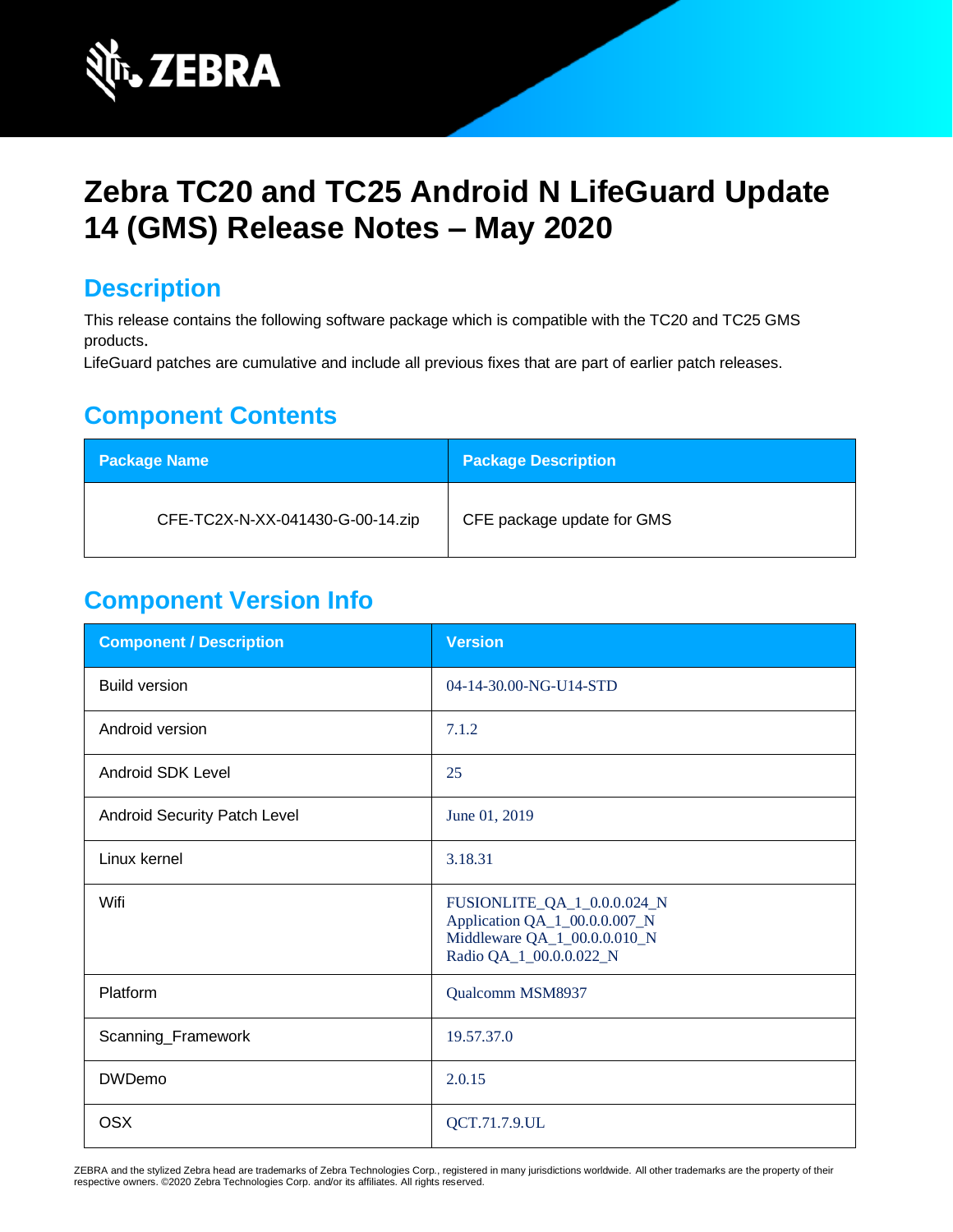# Zebra TC20 and TC25 Android N LifeGuard Update 14 (GMS) Release Notes – May 2020

## Description

This release contains the following software package which is compatible with the TC20 and TC25 GMS products.

LifeGuard patches are cumulative and include all previous fixes that are part of earlier patch releases.

## Component Contents

| Package Name | Package Description |
|---|---|
| CFE-TC2X-N-XX-041430-G-00-14.zip | CFE package update for GMS |

## Component Version Info

| Component / Description | Version |
|---|---|
| Build version | 04-14-30.00-NG-U14-STD |
| Android version | 7.1.2 |
| Android SDK Level | 25 |
| Android Security Patch Level | June 01, 2019 |
| Linux kernel | 3.18.31 |
| Wifi | FUSIONLITE_QA_1_0.0.0.024_N<br>Application QA_1_00.0.0.007_N<br>Middleware QA_1_00.0.0.010_N<br>Radio QA_1_00.0.0.022_N |
| Platform | Qualcomm MSM8937 |
| Scanning_Framework | 19.57.37.0 |
| DWDemo | 2.0.15 |
| OSX | QCT.71.7.9.UL |

ZEBRA and the stylized Zebra head are trademarks of Zebra Technologies Corp., registered in many jurisdictions worldwide. All other trademarks are the property of their respective owners. ©2020 Zebra Technologies Corp. and/or its affiliates. All rights reserved.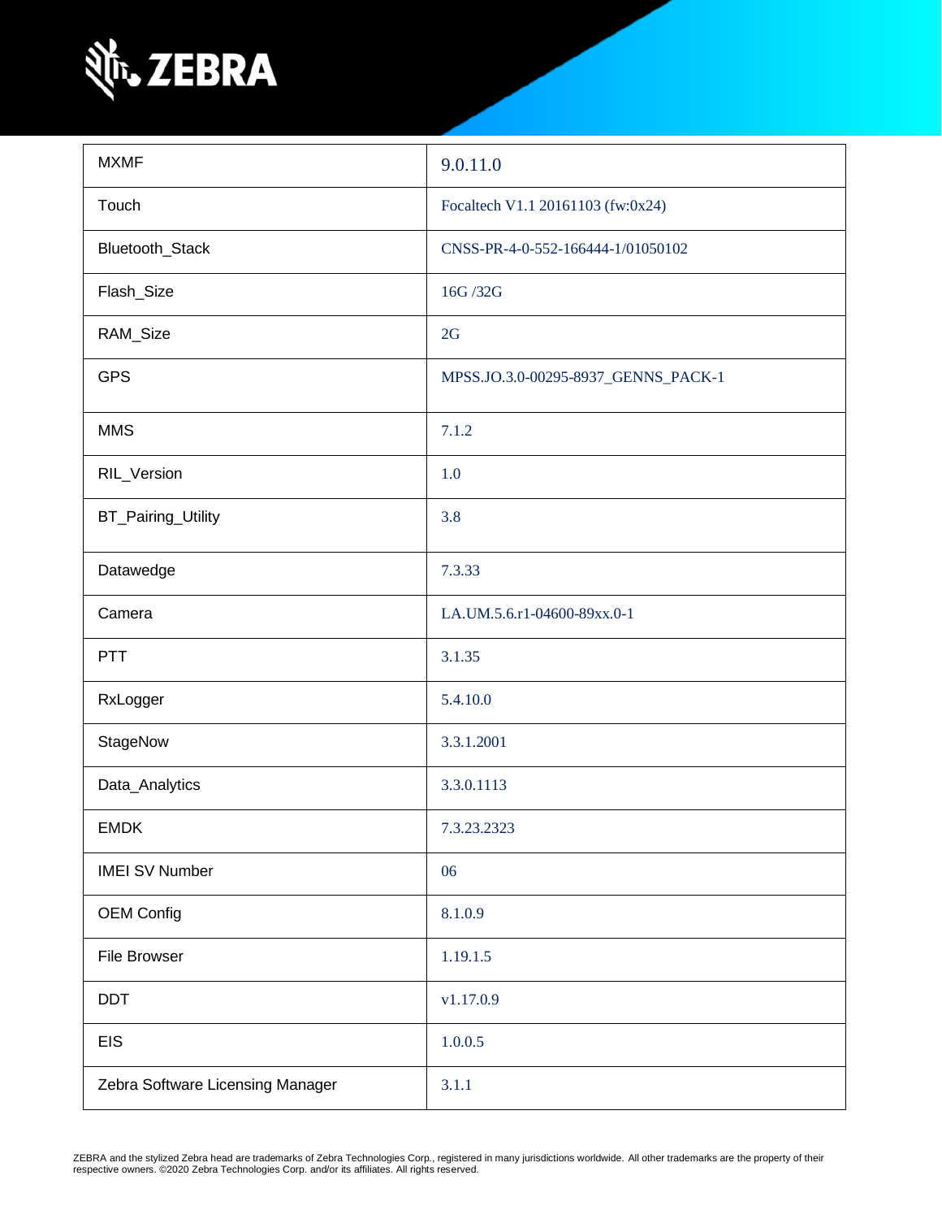| | |
|---|---|
| MXMF | 9.0.11.0 |
| Touch | Focaltech V1.1 20161103 (fw:0x24) |
| Bluetooth_Stack | CNSS-PR-4-0-552-166444-1/01050102 |
| Flash_Size | 16G /32G |
| RAM_Size | 2G |
| GPS | MPSS.JO.3.0-00295-8937_GENNS_PACK-1 |
| MMS | 7.1.2 |
| RIL_Version | 1.0 |
| BT_Pairing_Utility | 3.8 |
| Datawedge | 7.3.33 |
| Camera | LA.UM.5.6.r1-04600-89xx.0-1 |
| PTT | 3.1.35 |
| RxLogger | 5.4.10.0 |
| StageNow | 3.3.1.2001 |
| Data_Analytics | 3.3.0.1113 |
| EMDK | 7.3.23.2323 |
| IMEI SV Number | 06 |
| OEM Config | 8.1.0.9 |
| File Browser | 1.19.1.5 |
| DDT | v1.17.0.9 |
| EIS | 1.0.0.5 |
| Zebra Software Licensing Manager | 3.1.1 |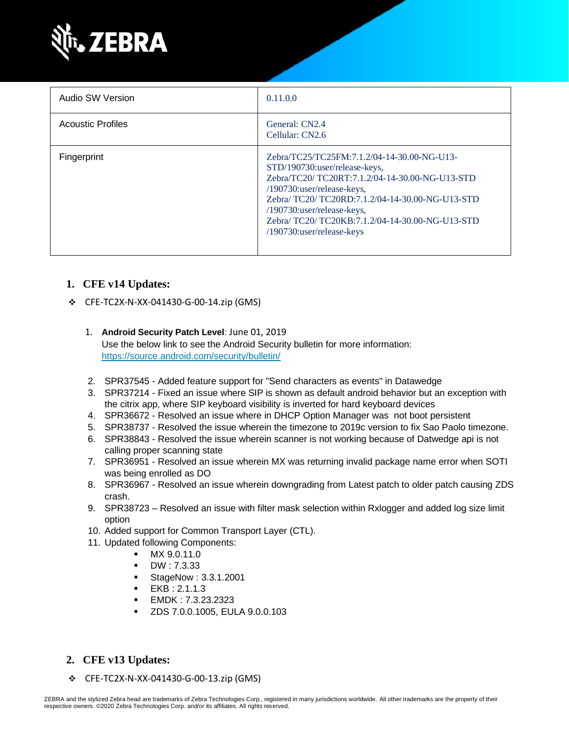| Audio SW Version | 0.11.0.0 |
| --- | --- |
| Acoustic Profiles | General: CN2.4<br>Cellular: CN2.6 |
| Fingerprint | Zebra/TC25/TC25FM:7.1.2/04-14-30.00-NG-U13-STD/190730:user/release-keys,<br>Zebra/TC20/ TC20RT:7.1.2/04-14-30.00-NG-U13-STD /190730:user/release-keys,<br>Zebra/ TC20/ TC20RD:7.1.2/04-14-30.00-NG-U13-STD /190730:user/release-keys,<br>Zebra/ TC20/ TC20KB:7.1.2/04-14-30.00-NG-U13-STD /190730:user/release-keys |

## 1. CFE v14 Updates:

- CFE-TC2X-N-XX-041430-G-00-14.zip (GMS)

1. **Android Security Patch Level**: June 01, 2019
   Use the below link to see the Android Security bulletin for more information: https://source.android.com/security/bulletin/
2. SPR37545 - Added feature support for "Send characters as events" in Datawedge
3. SPR37214 - Fixed an issue where SIP is shown as default android behavior but an exception with the citrix app, where SIP keyboard visibility is inverted for hard keyboard devices
4. SPR36672 - Resolved an issue where in DHCP Option Manager was not boot persistent
5. SPR38737 - Resolved the issue wherein the timezone to 2019c version to fix Sao Paolo timezone.
6. SPR38843 - Resolved the issue wherein scanner is not working because of Datwedge api is not calling proper scanning state
7. SPR36951 - Resolved an issue wherein MX was returning invalid package name error when SOTI was being enrolled as DO
8. SPR36967 - Resolved an issue wherein downgrading from Latest patch to older patch causing ZDS crash.
9. SPR38723 – Resolved an issue with filter mask selection within Rxlogger and added log size limit option
10. Added support for Common Transport Layer (CTL).
11. Updated following Components:
    - MX 9.0.11.0
    - DW : 7.3.33
    - StageNow : 3.3.1.2001
    - EKB : 2.1.1.3
    - EMDK : 7.3.23.2323
    - ZDS 7.0.0.1005, EULA 9.0.0.103

## 2. CFE v13 Updates:

- CFE-TC2X-N-XX-041430-G-00-13.zip (GMS)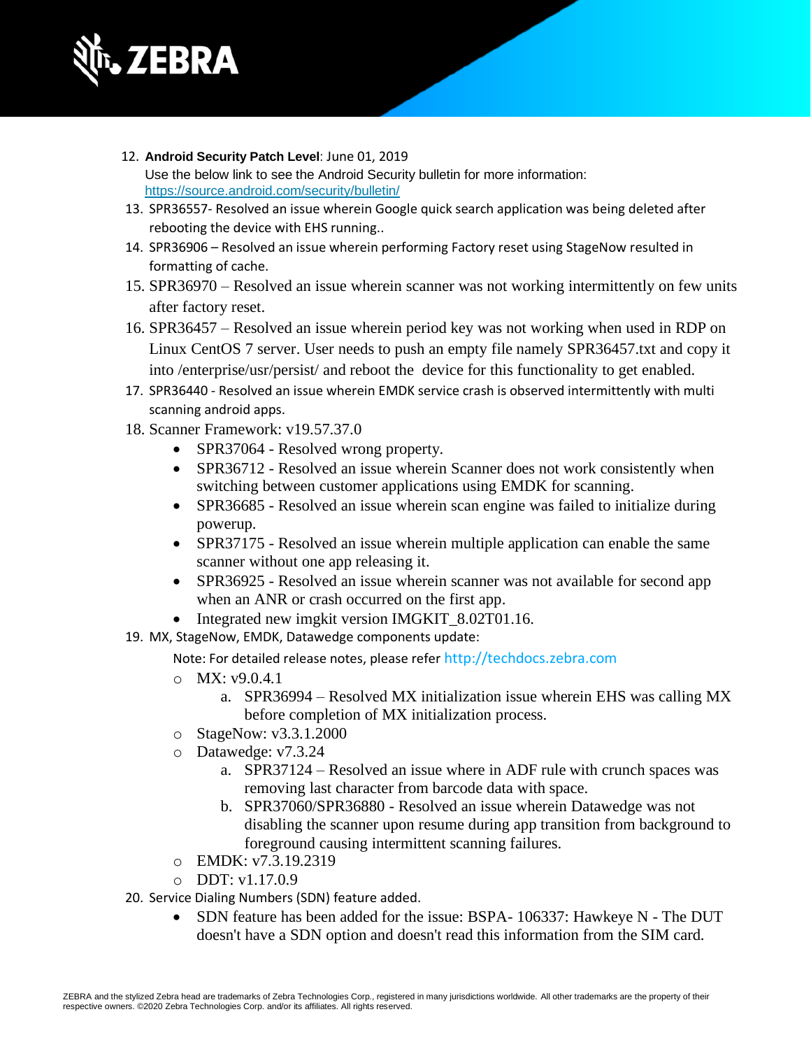12. **Android Security Patch Level**: June 01, 2019
    Use the below link to see the Android Security bulletin for more information: https://source.android.com/security/bulletin/
13. SPR36557- Resolved an issue wherein Google quick search application was being deleted after rebooting the device with EHS running..
14. SPR36906 – Resolved an issue wherein performing Factory reset using StageNow resulted in formatting of cache.
15. SPR36970 – Resolved an issue wherein scanner was not working intermittently on few units after factory reset.
16. SPR36457 – Resolved an issue wherein period key was not working when used in RDP on Linux CentOS 7 server. User needs to push an empty file namely SPR36457.txt and copy it into /enterprise/usr/persist/ and reboot the device for this functionality to get enabled.
17. SPR36440 - Resolved an issue wherein EMDK service crash is observed intermittently with multi scanning android apps.
18. Scanner Framework: v19.57.37.0
    - SPR37064 - Resolved wrong property.
    - SPR36712 - Resolved an issue wherein Scanner does not work consistently when switching between customer applications using EMDK for scanning.
    - SPR36685 - Resolved an issue wherein scan engine was failed to initialize during powerup.
    - SPR37175 - Resolved an issue wherein multiple application can enable the same scanner without one app releasing it.
    - SPR36925 - Resolved an issue wherein scanner was not available for second app when an ANR or crash occurred on the first app.
    - Integrated new imgkit version IMGKIT_8.02T01.16.
19. MX, StageNow, EMDK, Datawedge components update:

    Note: For detailed release notes, please refer http://techdocs.zebra.com

    - MX: v9.0.4.1
        a. SPR36994 – Resolved MX initialization issue wherein EHS was calling MX before completion of MX initialization process.
    - StageNow: v3.3.1.2000
    - Datawedge: v7.3.24
        a. SPR37124 – Resolved an issue where in ADF rule with crunch spaces was removing last character from barcode data with space.
        b. SPR37060/SPR36880 - Resolved an issue wherein Datawedge was not disabling the scanner upon resume during app transition from background to foreground causing intermittent scanning failures.
    - EMDK: v7.3.19.2319
    - DDT: v1.17.0.9
20. Service Dialing Numbers (SDN) feature added.
    - SDN feature has been added for the issue: BSPA- 106337: Hawkeye N - The DUT doesn't have a SDN option and doesn't read this information from the SIM card.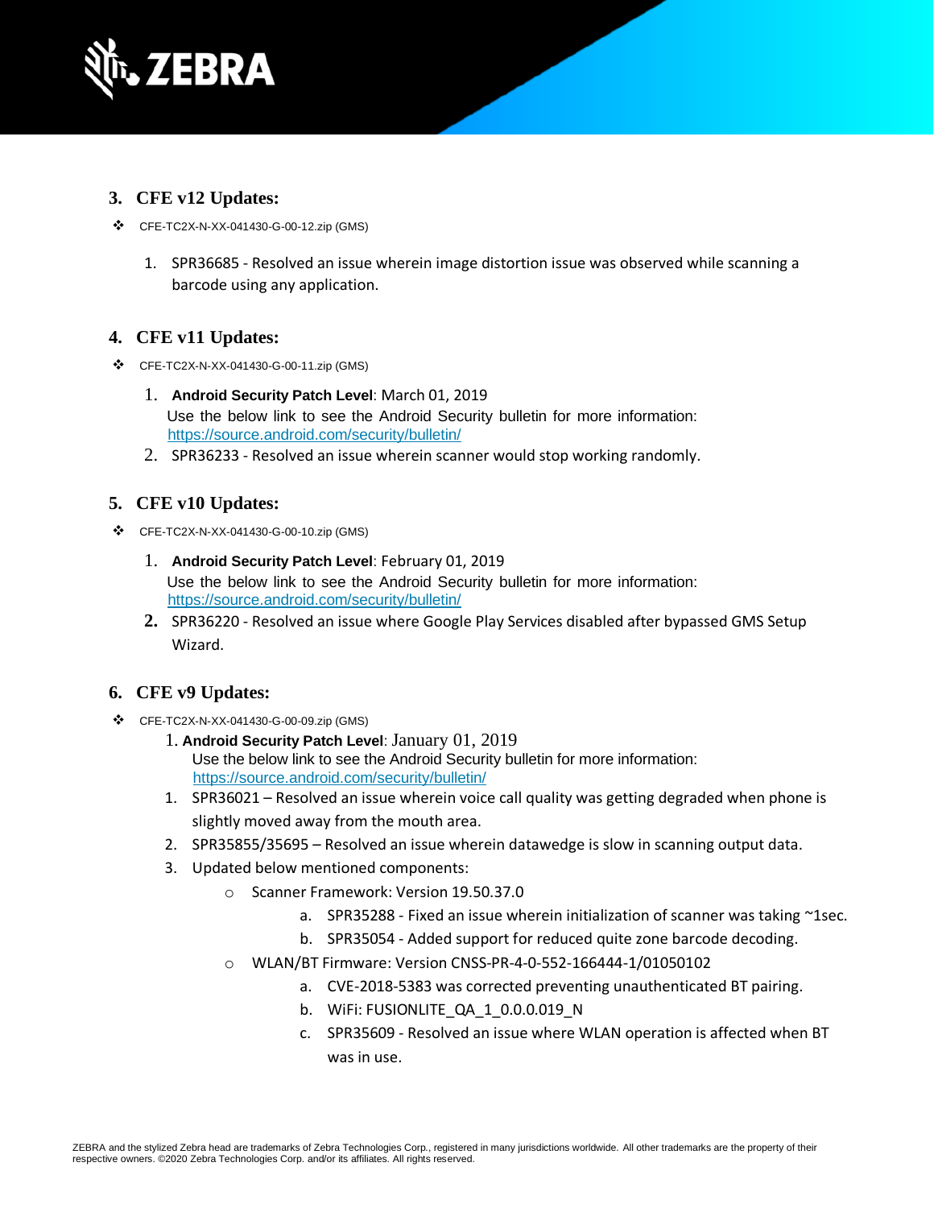## 3. CFE v12 Updates:

- CFE-TC2X-N-XX-041430-G-00-12.zip (GMS)

    1. SPR36685 - Resolved an issue wherein image distortion issue was observed while scanning a barcode using any application.

## 4. CFE v11 Updates:

- CFE-TC2X-N-XX-041430-G-00-11.zip (GMS)

    1. **Android Security Patch Level**: March 01, 2019
       Use the below link to see the Android Security bulletin for more information: https://source.android.com/security/bulletin/
    2. SPR36233 - Resolved an issue wherein scanner would stop working randomly.

## 5. CFE v10 Updates:

- CFE-TC2X-N-XX-041430-G-00-10.zip (GMS)

    1. **Android Security Patch Level**: February 01, 2019
       Use the below link to see the Android Security bulletin for more information: https://source.android.com/security/bulletin/
    2. SPR36220 - Resolved an issue where Google Play Services disabled after bypassed GMS Setup Wizard.

## 6. CFE v9 Updates:

- CFE-TC2X-N-XX-041430-G-00-09.zip (GMS)

    1. **Android Security Patch Level**: January 01, 2019
       Use the below link to see the Android Security bulletin for more information: https://source.android.com/security/bulletin/

    1. SPR36021 – Resolved an issue wherein voice call quality was getting degraded when phone is slightly moved away from the mouth area.
    2. SPR35855/35695 – Resolved an issue wherein datawedge is slow in scanning output data.
    3. Updated below mentioned components:
        - Scanner Framework: Version 19.50.37.0
            a. SPR35288 - Fixed an issue wherein initialization of scanner was taking ~1sec.
            b. SPR35054 - Added support for reduced quite zone barcode decoding.
        - WLAN/BT Firmware: Version CNSS-PR-4-0-552-166444-1/01050102
            a. CVE-2018-5383 was corrected preventing unauthenticated BT pairing.
            b. WiFi: FUSIONLITE_QA_1_0.0.0.019_N
            c. SPR35609 - Resolved an issue where WLAN operation is affected when BT was in use.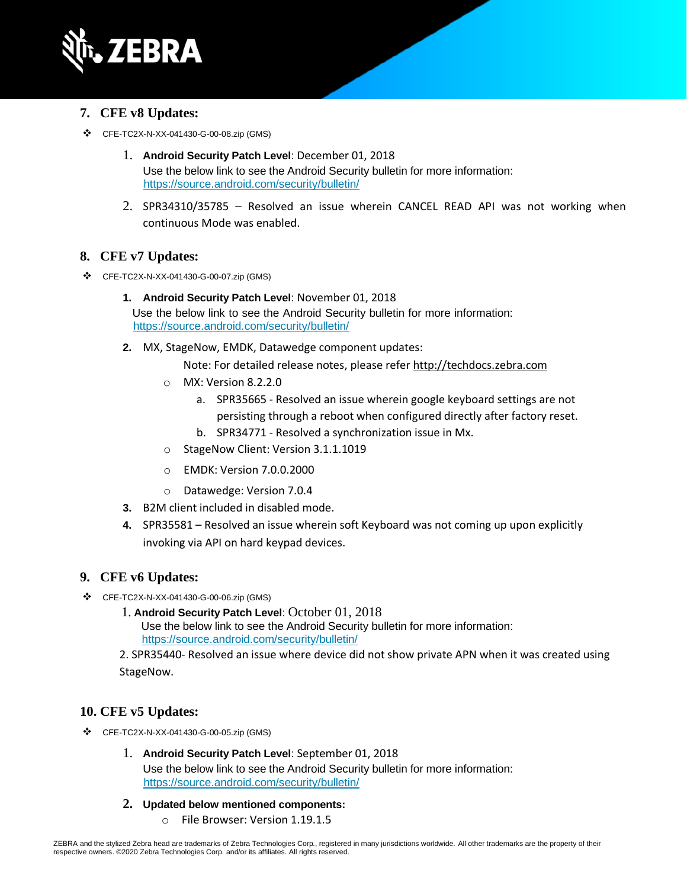## 7. CFE v8 Updates:

- CFE-TC2X-N-XX-041430-G-00-08.zip (GMS)

  1. **Android Security Patch Level**: December 01, 2018
     Use the below link to see the Android Security bulletin for more information: https://source.android.com/security/bulletin/
  2. SPR34310/35785 – Resolved an issue wherein CANCEL READ API was not working when continuous Mode was enabled.

## 8. CFE v7 Updates:

- CFE-TC2X-N-XX-041430-G-00-07.zip (GMS)

  1. **Android Security Patch Level**: November 01, 2018
     Use the below link to see the Android Security bulletin for more information: https://source.android.com/security/bulletin/
  2. MX, StageNow, EMDK, Datawedge component updates:

     Note: For detailed release notes, please refer http://techdocs.zebra.com

     - MX: Version 8.2.2.0
       a. SPR35665 - Resolved an issue wherein google keyboard settings are not persisting through a reboot when configured directly after factory reset.
       b. SPR34771 - Resolved a synchronization issue in Mx.
     - StageNow Client: Version 3.1.1.1019
     - EMDK: Version 7.0.0.2000
     - Datawedge: Version 7.0.4
  3. B2M client included in disabled mode.
  4. SPR35581 – Resolved an issue wherein soft Keyboard was not coming up upon explicitly invoking via API on hard keypad devices.

## 9. CFE v6 Updates:

- CFE-TC2X-N-XX-041430-G-00-06.zip (GMS)

  1. **Android Security Patch Level**: October 01, 2018
     Use the below link to see the Android Security bulletin for more information: https://source.android.com/security/bulletin/
  2. SPR35440- Resolved an issue where device did not show private APN when it was created using StageNow.

## 10. CFE v5 Updates:

- CFE-TC2X-N-XX-041430-G-00-05.zip (GMS)

  1. **Android Security Patch Level**: September 01, 2018
     Use the below link to see the Android Security bulletin for more information: https://source.android.com/security/bulletin/
  2. **Updated below mentioned components:**
     - File Browser: Version 1.19.1.5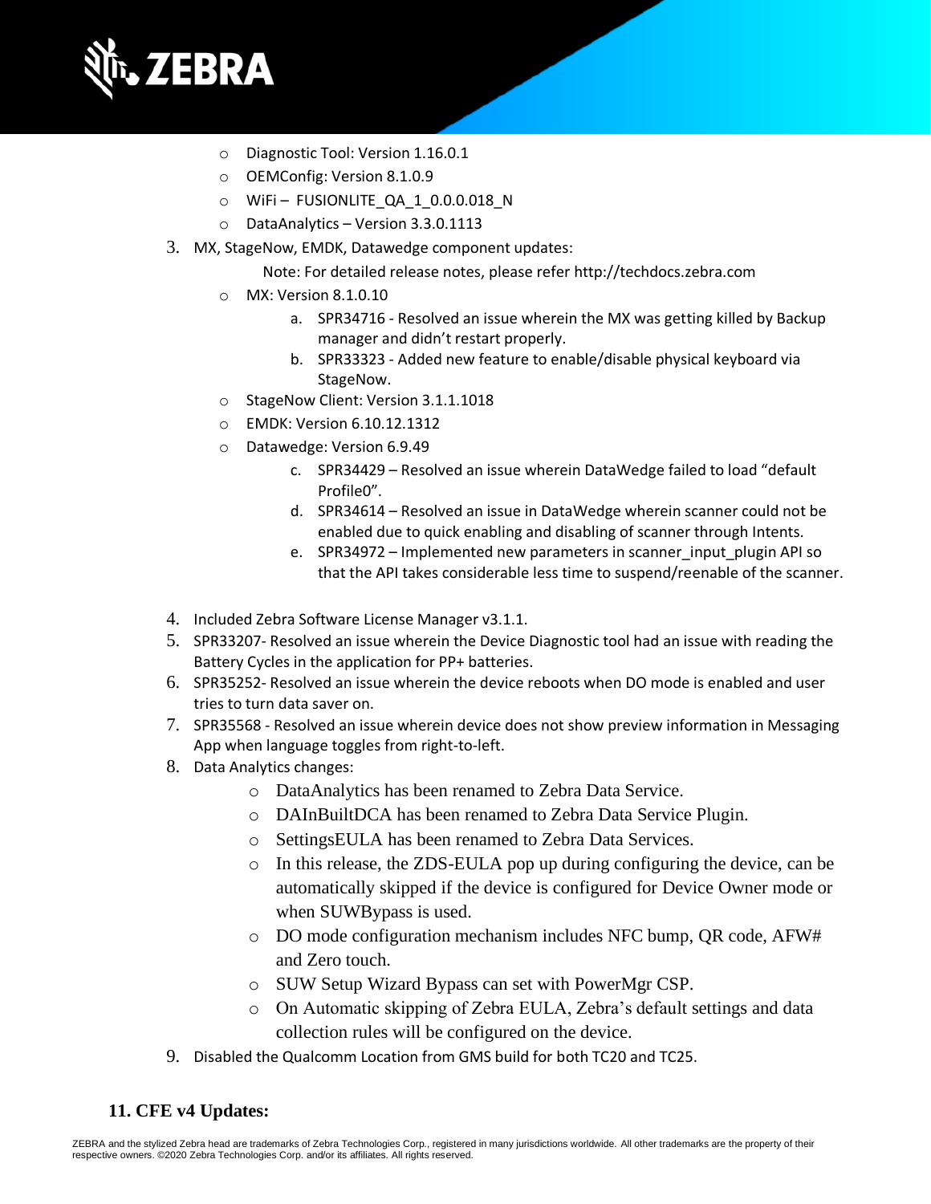- Diagnostic Tool: Version 1.16.0.1
- OEMConfig: Version 8.1.0.9
- WiFi – FUSIONLITE_QA_1_0.0.0.018_N
- DataAnalytics – Version 3.3.0.1113

3. MX, StageNow, EMDK, Datawedge component updates:

   Note: For detailed release notes, please refer http://techdocs.zebra.com

   - MX: Version 8.1.0.10
     a. SPR34716 - Resolved an issue wherein the MX was getting killed by Backup manager and didn't restart properly.
     b. SPR33323 - Added new feature to enable/disable physical keyboard via StageNow.
   - StageNow Client: Version 3.1.1.1018
   - EMDK: Version 6.10.12.1312
   - Datawedge: Version 6.9.49
     c. SPR34429 – Resolved an issue wherein DataWedge failed to load "default Profile0".
     d. SPR34614 – Resolved an issue in DataWedge wherein scanner could not be enabled due to quick enabling and disabling of scanner through Intents.
     e. SPR34972 – Implemented new parameters in scanner_input_plugin API so that the API takes considerable less time to suspend/reenable of the scanner.

4. Included Zebra Software License Manager v3.1.1.
5. SPR33207- Resolved an issue wherein the Device Diagnostic tool had an issue with reading the Battery Cycles in the application for PP+ batteries.
6. SPR35252- Resolved an issue wherein the device reboots when DO mode is enabled and user tries to turn data saver on.
7. SPR35568 - Resolved an issue wherein device does not show preview information in Messaging App when language toggles from right-to-left.
8. Data Analytics changes:
   - DataAnalytics has been renamed to Zebra Data Service.
   - DAInBuiltDCA has been renamed to Zebra Data Service Plugin.
   - SettingsEULA has been renamed to Zebra Data Services.
   - In this release, the ZDS-EULA pop up during configuring the device, can be automatically skipped if the device is configured for Device Owner mode or when SUWBypass is used.
   - DO mode configuration mechanism includes NFC bump, QR code, AFW# and Zero touch.
   - SUW Setup Wizard Bypass can set with PowerMgr CSP.
   - On Automatic skipping of Zebra EULA, Zebra's default settings and data collection rules will be configured on the device.
9. Disabled the Qualcomm Location from GMS build for both TC20 and TC25.

## 11. CFE v4 Updates: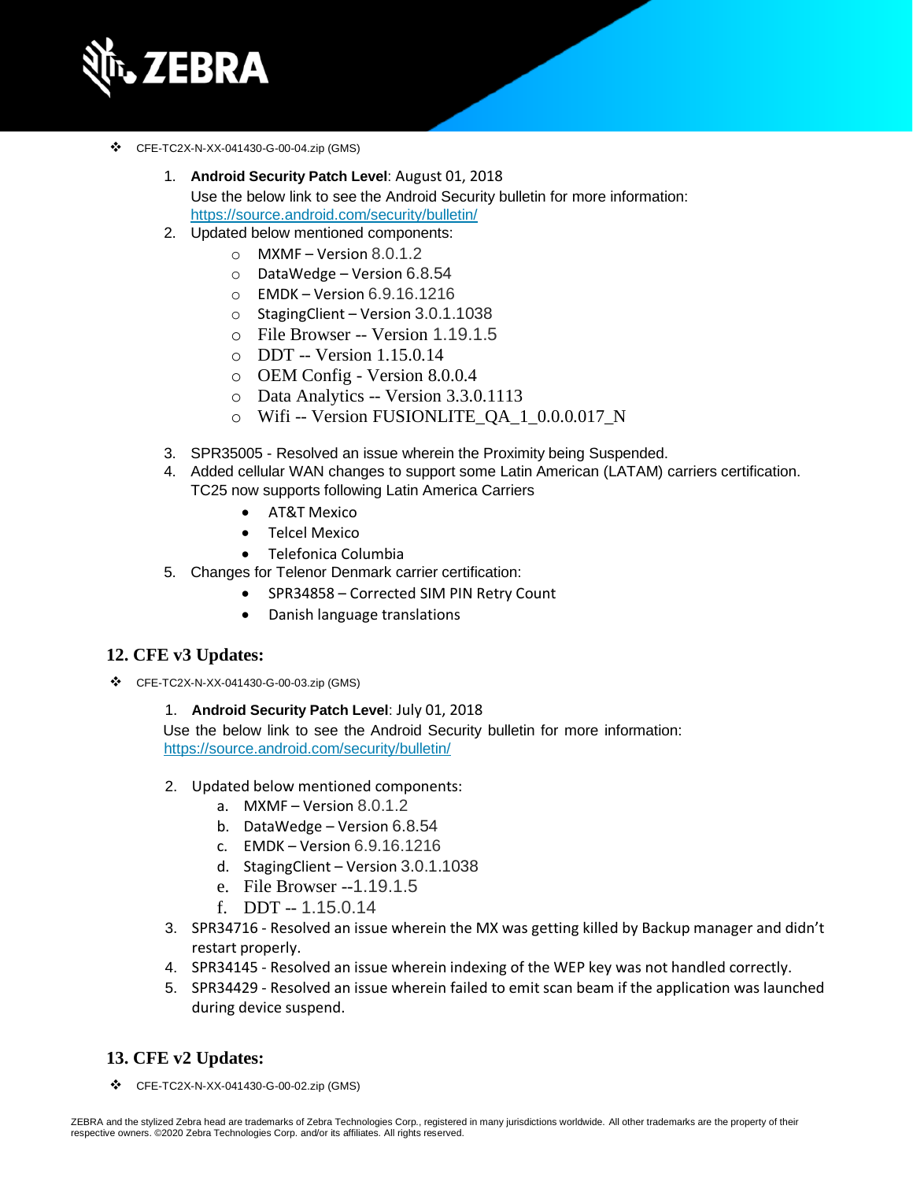- CFE-TC2X-N-XX-041430-G-00-04.zip (GMS)

  1. **Android Security Patch Level**: August 01, 2018
     Use the below link to see the Android Security bulletin for more information: https://source.android.com/security/bulletin/
  2. Updated below mentioned components:
     - MXMF – Version 8.0.1.2
     - DataWedge – Version 6.8.54
     - EMDK – Version 6.9.16.1216
     - StagingClient – Version 3.0.1.1038
     - File Browser -- Version 1.19.1.5
     - DDT -- Version 1.15.0.14
     - OEM Config - Version 8.0.0.4
     - Data Analytics -- Version 3.3.0.1113
     - Wifi -- Version FUSIONLITE_QA_1_0.0.0.017_N
  3. SPR35005 - Resolved an issue wherein the Proximity being Suspended.
  4. Added cellular WAN changes to support some Latin American (LATAM) carriers certification. TC25 now supports following Latin America Carriers
     - AT&T Mexico
     - Telcel Mexico
     - Telefonica Columbia
  5. Changes for Telenor Denmark carrier certification:
     - SPR34858 – Corrected SIM PIN Retry Count
     - Danish language translations

## 12. CFE v3 Updates:

- CFE-TC2X-N-XX-041430-G-00-03.zip (GMS)

  1. **Android Security Patch Level**: July 01, 2018
     Use the below link to see the Android Security bulletin for more information: https://source.android.com/security/bulletin/
  2. Updated below mentioned components:
     a. MXMF – Version 8.0.1.2
     b. DataWedge – Version 6.8.54
     c. EMDK – Version 6.9.16.1216
     d. StagingClient – Version 3.0.1.1038
     e. File Browser --1.19.1.5
     f. DDT -- 1.15.0.14
  3. SPR34716 - Resolved an issue wherein the MX was getting killed by Backup manager and didn't restart properly.
  4. SPR34145 - Resolved an issue wherein indexing of the WEP key was not handled correctly.
  5. SPR34429 - Resolved an issue wherein failed to emit scan beam if the application was launched during device suspend.

## 13. CFE v2 Updates:

- CFE-TC2X-N-XX-041430-G-00-02.zip (GMS)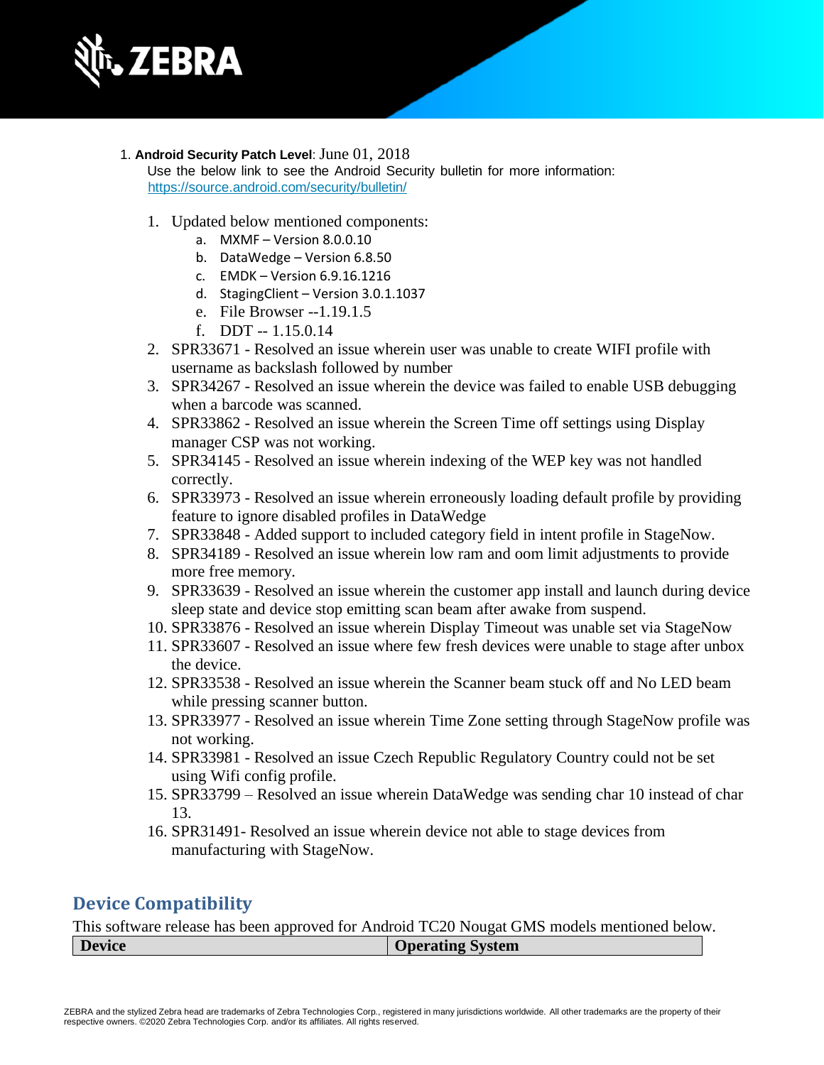1. **Android Security Patch Level**: June 01, 2018

   Use the below link to see the Android Security bulletin for more information: https://source.android.com/security/bulletin/

   1. Updated below mentioned components:
      a. MXMF – Version 8.0.0.10
      b. DataWedge – Version 6.8.50
      c. EMDK – Version 6.9.16.1216
      d. StagingClient – Version 3.0.1.1037
      e. File Browser --1.19.1.5
      f. DDT -- 1.15.0.14
   2. SPR33671 - Resolved an issue wherein user was unable to create WIFI profile with username as backslash followed by number
   3. SPR34267 - Resolved an issue wherein the device was failed to enable USB debugging when a barcode was scanned.
   4. SPR33862 - Resolved an issue wherein the Screen Time off settings using Display manager CSP was not working.
   5. SPR34145 - Resolved an issue wherein indexing of the WEP key was not handled correctly.
   6. SPR33973 - Resolved an issue wherein erroneously loading default profile by providing feature to ignore disabled profiles in DataWedge
   7. SPR33848 - Added support to included category field in intent profile in StageNow.
   8. SPR34189 - Resolved an issue wherein low ram and oom limit adjustments to provide more free memory.
   9. SPR33639 - Resolved an issue wherein the customer app install and launch during device sleep state and device stop emitting scan beam after awake from suspend.
   10. SPR33876 - Resolved an issue wherein Display Timeout was unable set via StageNow
   11. SPR33607 - Resolved an issue where few fresh devices were unable to stage after unbox the device.
   12. SPR33538 - Resolved an issue wherein the Scanner beam stuck off and No LED beam while pressing scanner button.
   13. SPR33977 - Resolved an issue wherein Time Zone setting through StageNow profile was not working.
   14. SPR33981 - Resolved an issue Czech Republic Regulatory Country could not be set using Wifi config profile.
   15. SPR33799 – Resolved an issue wherein DataWedge was sending char 10 instead of char 13.
   16. SPR31491- Resolved an issue wherein device not able to stage devices from manufacturing with StageNow.

## Device Compatibility

This software release has been approved for Android TC20 Nougat GMS models mentioned below.

| Device | Operating System |
|---|---|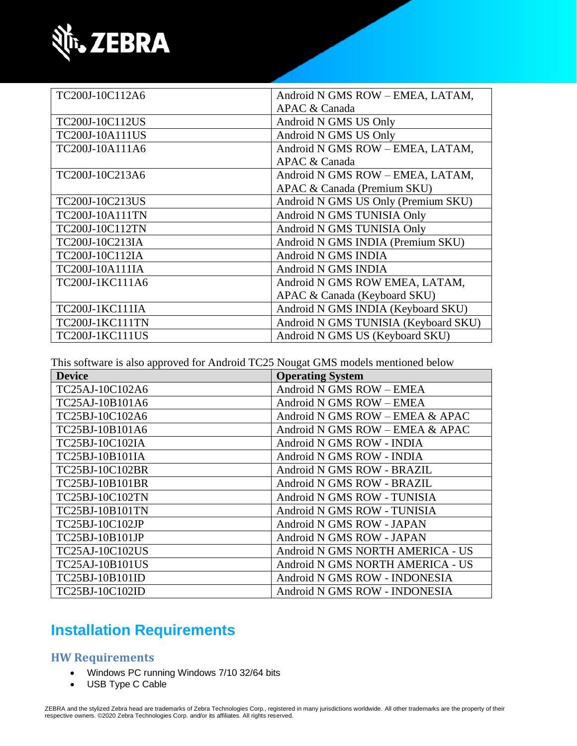| | |
|---|---|
| TC200J-10C112A6 | Android N GMS ROW – EMEA, LATAM, APAC & Canada |
| TC200J-10C112US | Android N GMS US Only |
| TC200J-10A111US | Android N GMS US Only |
| TC200J-10A111A6 | Android N GMS ROW – EMEA, LATAM, APAC & Canada |
| TC200J-10C213A6 | Android N GMS ROW – EMEA, LATAM, APAC & Canada (Premium SKU) |
| TC200J-10C213US | Android N GMS US Only (Premium SKU) |
| TC200J-10A111TN | Android N GMS TUNISIA Only |
| TC200J-10C112TN | Android N GMS TUNISIA Only |
| TC200J-10C213IA | Android N GMS INDIA (Premium SKU) |
| TC200J-10C112IA | Android N GMS INDIA |
| TC200J-10A111IA | Android N GMS INDIA |
| TC200J-1KC111A6 | Android N GMS ROW EMEA, LATAM, APAC & Canada (Keyboard SKU) |
| TC200J-1KC111IA | Android N GMS INDIA (Keyboard SKU) |
| TC200J-1KC111TN | Android N GMS TUNISIA (Keyboard SKU) |
| TC200J-1KC111US | Android N GMS US (Keyboard SKU) |

This software is also approved for Android TC25 Nougat GMS models mentioned below

| Device | Operating System |
|---|---|
| TC25AJ-10C102A6 | Android N GMS ROW – EMEA |
| TC25AJ-10B101A6 | Android N GMS ROW – EMEA |
| TC25BJ-10C102A6 | Android N GMS ROW – EMEA & APAC |
| TC25BJ-10B101A6 | Android N GMS ROW – EMEA & APAC |
| TC25BJ-10C102IA | Android N GMS ROW - INDIA |
| TC25BJ-10B101IA | Android N GMS ROW - INDIA |
| TC25BJ-10C102BR | Android N GMS ROW - BRAZIL |
| TC25BJ-10B101BR | Android N GMS ROW - BRAZIL |
| TC25BJ-10C102TN | Android N GMS ROW - TUNISIA |
| TC25BJ-10B101TN | Android N GMS ROW - TUNISIA |
| TC25BJ-10C102JP | Android N GMS ROW - JAPAN |
| TC25BJ-10B101JP | Android N GMS ROW - JAPAN |
| TC25AJ-10C102US | Android N GMS NORTH AMERICA - US |
| TC25AJ-10B101US | Android N GMS NORTH AMERICA - US |
| TC25BJ-10B101ID | Android N GMS ROW - INDONESIA |
| TC25BJ-10C102ID | Android N GMS ROW - INDONESIA |

# Installation Requirements

## HW Requirements

- Windows PC running Windows 7/10 32/64 bits
- USB Type C Cable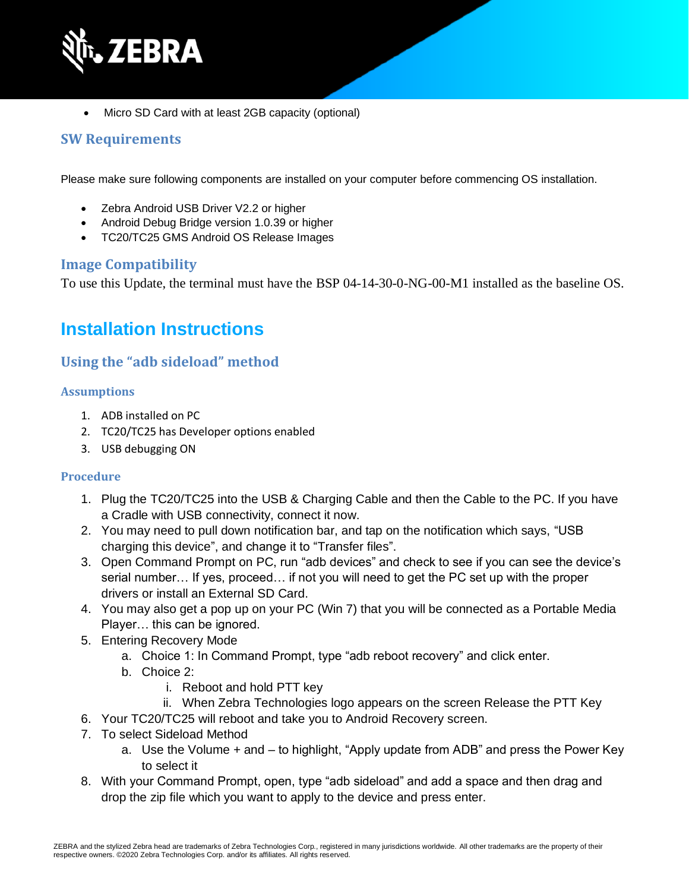- Micro SD Card with at least 2GB capacity (optional)

### SW Requirements

Please make sure following components are installed on your computer before commencing OS installation.

- Zebra Android USB Driver V2.2 or higher
- Android Debug Bridge version 1.0.39 or higher
- TC20/TC25 GMS Android OS Release Images

### Image Compatibility

To use this Update, the terminal must have the BSP 04-14-30-0-NG-00-M1 installed as the baseline OS.

## Installation Instructions

### Using the "adb sideload" method

#### Assumptions

1. ADB installed on PC
2. TC20/TC25 has Developer options enabled
3. USB debugging ON

#### Procedure

1. Plug the TC20/TC25 into the USB & Charging Cable and then the Cable to the PC. If you have a Cradle with USB connectivity, connect it now.
2. You may need to pull down notification bar, and tap on the notification which says, "USB charging this device", and change it to "Transfer files".
3. Open Command Prompt on PC, run "adb devices" and check to see if you can see the device's serial number… If yes, proceed… if not you will need to get the PC set up with the proper drivers or install an External SD Card.
4. You may also get a pop up on your PC (Win 7) that you will be connected as a Portable Media Player… this can be ignored.
5. Entering Recovery Mode
   a. Choice 1: In Command Prompt, type "adb reboot recovery" and click enter.
   b. Choice 2:
      i. Reboot and hold PTT key
      ii. When Zebra Technologies logo appears on the screen Release the PTT Key
6. Your TC20/TC25 will reboot and take you to Android Recovery screen.
7. To select Sideload Method
   a. Use the Volume + and – to highlight, "Apply update from ADB" and press the Power Key to select it
8. With your Command Prompt, open, type "adb sideload" and add a space and then drag and drop the zip file which you want to apply to the device and press enter.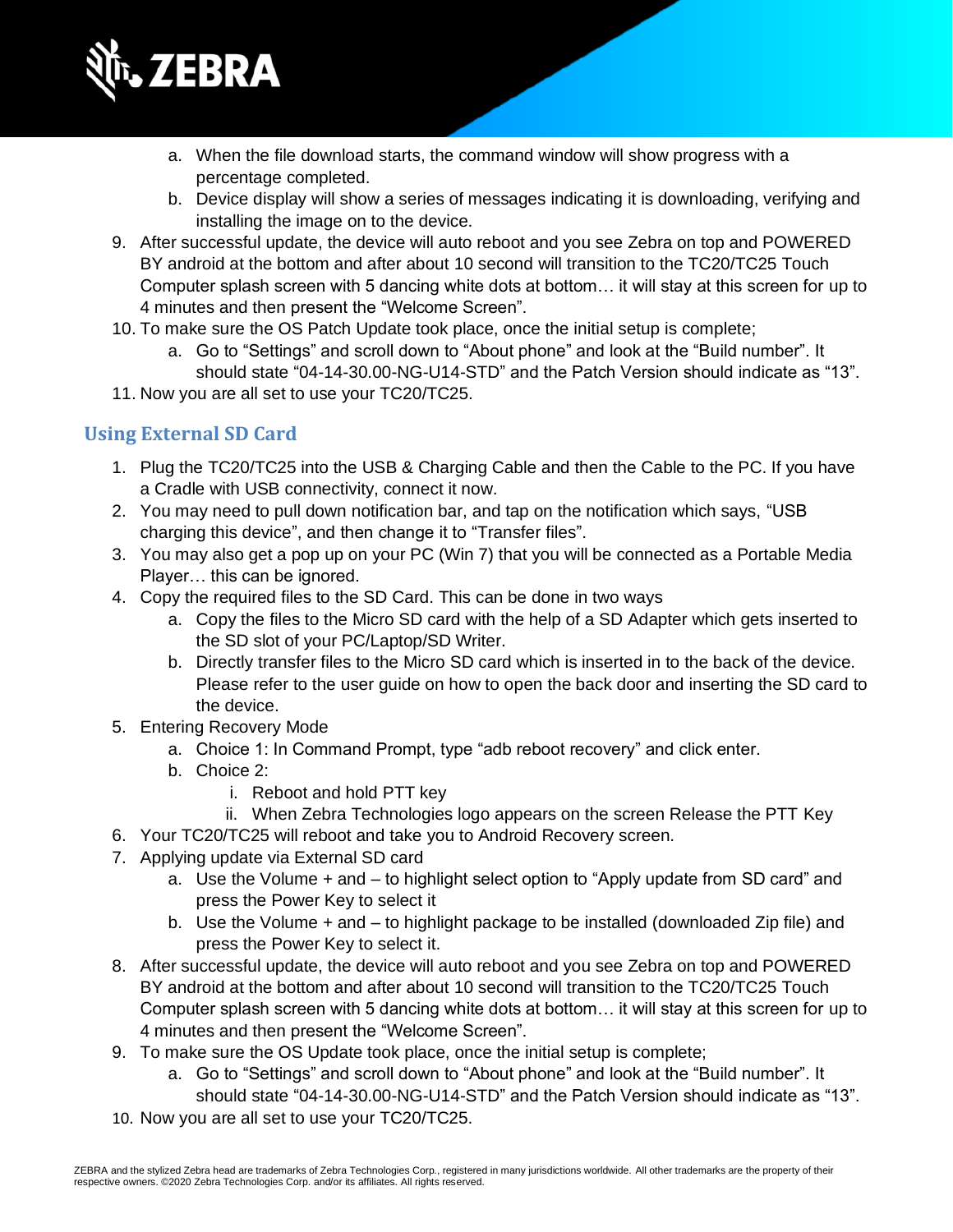a. When the file download starts, the command window will show progress with a percentage completed.
   b. Device display will show a series of messages indicating it is downloading, verifying and installing the image on to the device.
9. After successful update, the device will auto reboot and you see Zebra on top and POWERED BY android at the bottom and after about 10 second will transition to the TC20/TC25 Touch Computer splash screen with 5 dancing white dots at bottom… it will stay at this screen for up to 4 minutes and then present the “Welcome Screen”.
10. To make sure the OS Patch Update took place, once the initial setup is complete;
    a. Go to “Settings” and scroll down to “About phone” and look at the “Build number”. It should state “04-14-30.00-NG-U14-STD” and the Patch Version should indicate as “13”.
11. Now you are all set to use your TC20/TC25.

## Using External SD Card

1. Plug the TC20/TC25 into the USB & Charging Cable and then the Cable to the PC. If you have a Cradle with USB connectivity, connect it now.
2. You may need to pull down notification bar, and tap on the notification which says, “USB charging this device”, and then change it to “Transfer files”.
3. You may also get a pop up on your PC (Win 7) that you will be connected as a Portable Media Player… this can be ignored.
4. Copy the required files to the SD Card. This can be done in two ways
   a. Copy the files to the Micro SD card with the help of a SD Adapter which gets inserted to the SD slot of your PC/Laptop/SD Writer.
   b. Directly transfer files to the Micro SD card which is inserted in to the back of the device. Please refer to the user guide on how to open the back door and inserting the SD card to the device.
5. Entering Recovery Mode
   a. Choice 1: In Command Prompt, type “adb reboot recovery” and click enter.
   b. Choice 2:
      i. Reboot and hold PTT key
      ii. When Zebra Technologies logo appears on the screen Release the PTT Key
6. Your TC20/TC25 will reboot and take you to Android Recovery screen.
7. Applying update via External SD card
   a. Use the Volume + and – to highlight select option to “Apply update from SD card” and press the Power Key to select it
   b. Use the Volume + and – to highlight package to be installed (downloaded Zip file) and press the Power Key to select it.
8. After successful update, the device will auto reboot and you see Zebra on top and POWERED BY android at the bottom and after about 10 second will transition to the TC20/TC25 Touch Computer splash screen with 5 dancing white dots at bottom… it will stay at this screen for up to 4 minutes and then present the “Welcome Screen”.
9. To make sure the OS Update took place, once the initial setup is complete;
   a. Go to “Settings” and scroll down to “About phone” and look at the “Build number”. It should state “04-14-30.00-NG-U14-STD” and the Patch Version should indicate as “13”.
10. Now you are all set to use your TC20/TC25.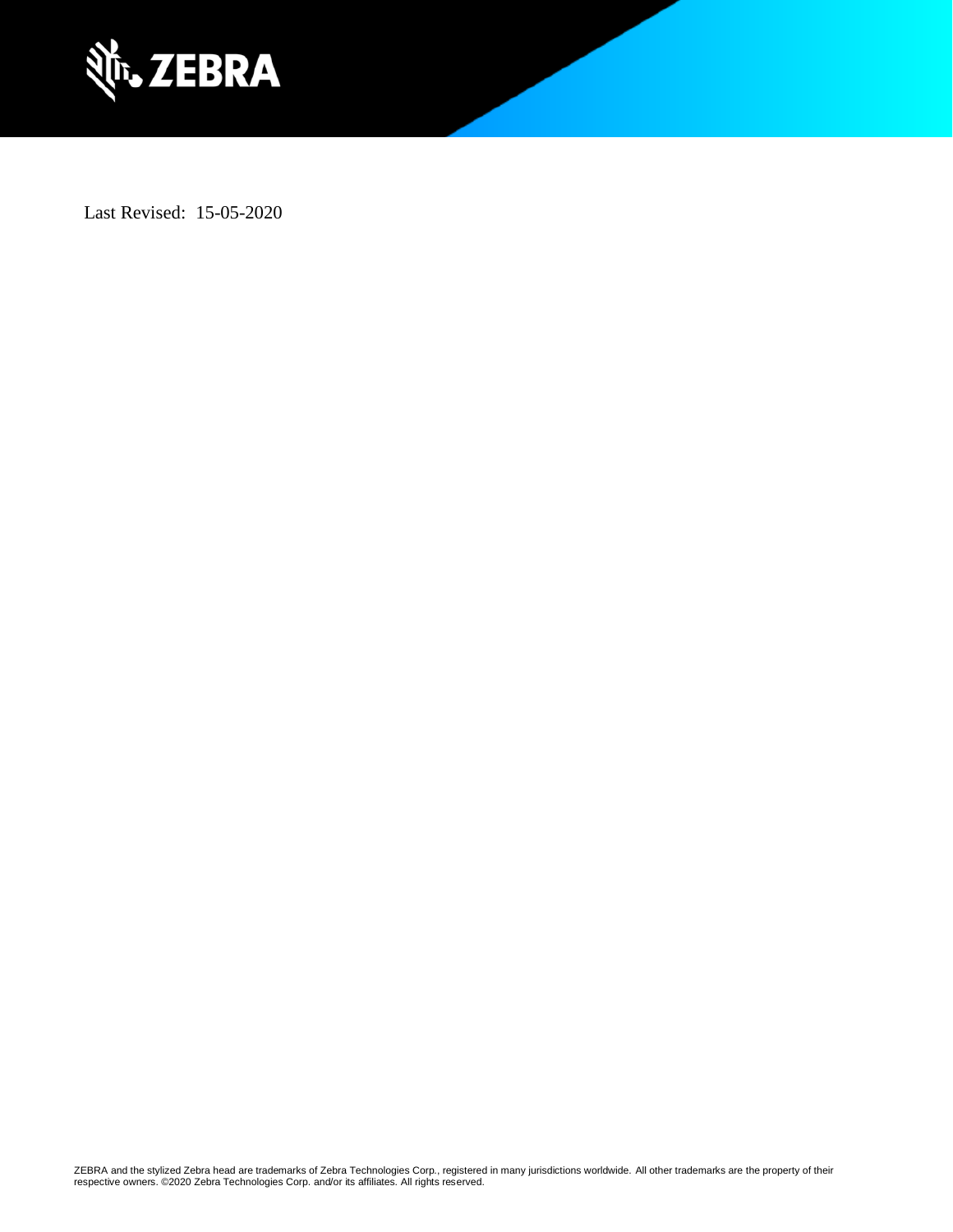Last Revised: 15-05-2020

ZEBRA and the stylized Zebra head are trademarks of Zebra Technologies Corp., registered in many jurisdictions worldwide. All other trademarks are the property of their respective owners. ©2020 Zebra Technologies Corp. and/or its affiliates. All rights reserved.